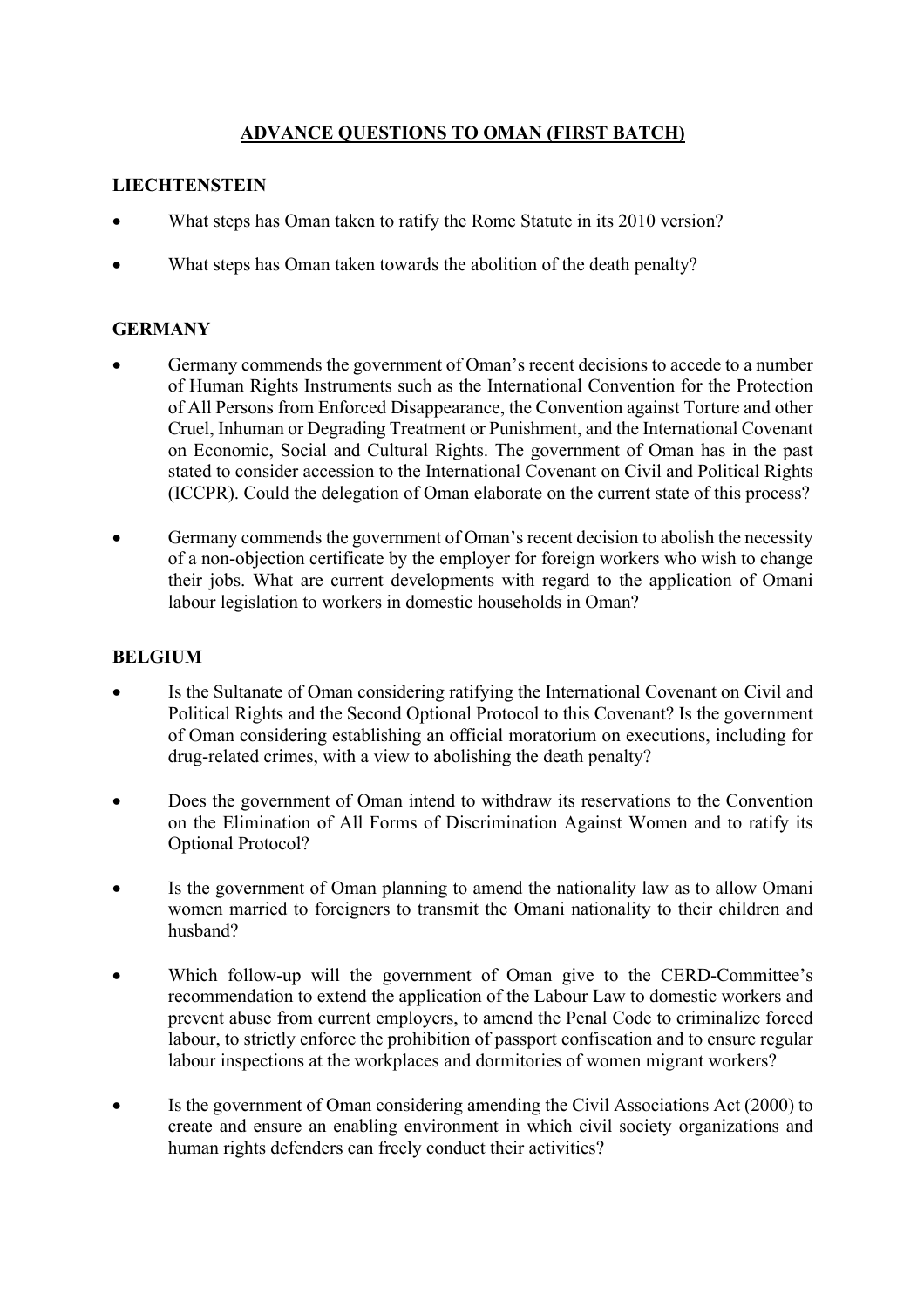# ADVANCE QUESTIONS TO OMAN (FIRST BATCH)

## LIECHTENSTEIN

- What steps has Oman taken to ratify the Rome Statute in its 2010 version?
- What steps has Oman taken towards the abolition of the death penalty?

## GERMANY

- Germany commends the government of Oman's recent decisions to accede to a number of Human Rights Instruments such as the International Convention for the Protection of All Persons from Enforced Disappearance, the Convention against Torture and other Cruel, Inhuman or Degrading Treatment or Punishment, and the International Covenant on Economic, Social and Cultural Rights. The government of Oman has in the past stated to consider accession to the International Covenant on Civil and Political Rights (ICCPR). Could the delegation of Oman elaborate on the current state of this process?
- Germany commends the government of Oman's recent decision to abolish the necessity of a non-objection certificate by the employer for foreign workers who wish to change their jobs. What are current developments with regard to the application of Omani labour legislation to workers in domestic households in Oman?

## BELGIUM

- Is the Sultanate of Oman considering ratifying the International Covenant on Civil and Political Rights and the Second Optional Protocol to this Covenant? Is the government of Oman considering establishing an official moratorium on executions, including for drug-related crimes, with a view to abolishing the death penalty?
- Does the government of Oman intend to withdraw its reservations to the Convention on the Elimination of All Forms of Discrimination Against Women and to ratify its Optional Protocol?
- Is the government of Oman planning to amend the nationality law as to allow Omani women married to foreigners to transmit the Omani nationality to their children and husband?
- Which follow-up will the government of Oman give to the CERD-Committee's recommendation to extend the application of the Labour Law to domestic workers and prevent abuse from current employers, to amend the Penal Code to criminalize forced labour, to strictly enforce the prohibition of passport confiscation and to ensure regular labour inspections at the workplaces and dormitories of women migrant workers?
- Is the government of Oman considering amending the Civil Associations Act (2000) to create and ensure an enabling environment in which civil society organizations and human rights defenders can freely conduct their activities?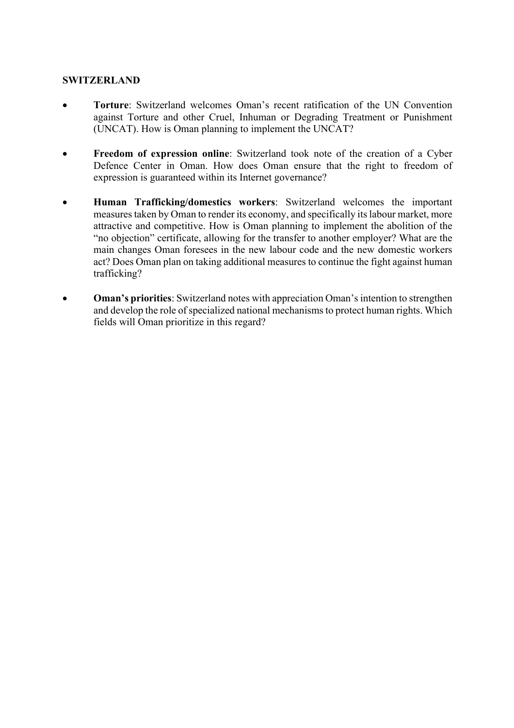**SWITZERLAND**

- **Torture**: Switzerland welcomes Oman's recent ratification of the UN Convention against Torture and other Cruel, Inhuman or Degrading Treatment or Punishment (UNCAT). How is Oman planning to implement the UNCAT?

- **Freedom of expression online**: Switzerland took note of the creation of a Cyber Defence Center in Oman. How does Oman ensure that the right to freedom of expression is guaranteed within its Internet governance?

- **Human Trafficking/domestics workers**: Switzerland welcomes the important measures taken by Oman to render its economy, and specifically its labour market, more attractive and competitive. How is Oman planning to implement the abolition of the "no objection" certificate, allowing for the transfer to another employer? What are the main changes Oman foresees in the new labour code and the new domestic workers act? Does Oman plan on taking additional measures to continue the fight against human trafficking?

- **Oman's priorities**: Switzerland notes with appreciation Oman's intention to strengthen and develop the role of specialized national mechanisms to protect human rights. Which fields will Oman prioritize in this regard?